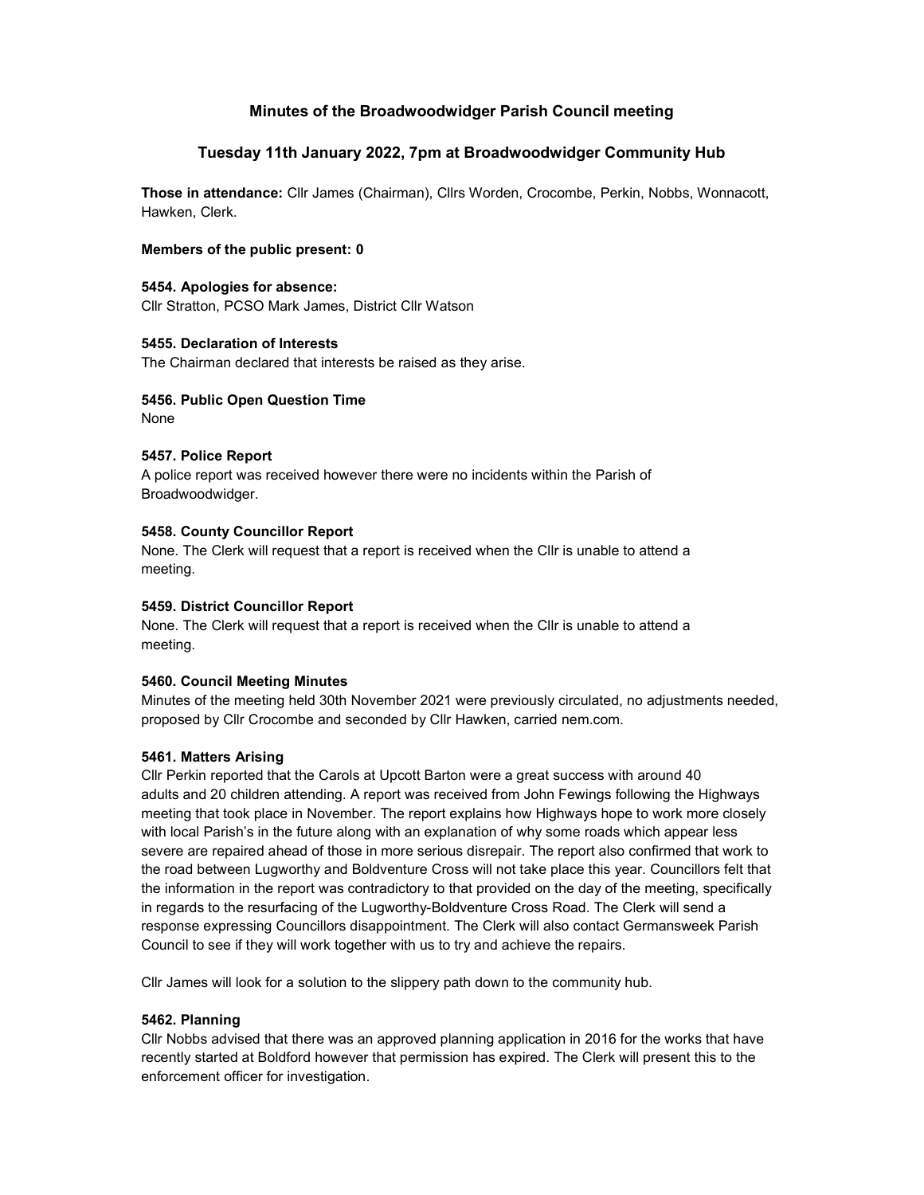# Minutes of the Broadwoodwidger Parish Council meeting

## Tuesday 11th January 2022, 7pm at Broadwoodwidger Community Hub

**Those in attendance:** Cllr James (Chairman), Cllrs Worden, Crocombe, Perkin, Nobbs, Wonnacott, Hawken, Clerk.

**Members of the public present: 0**

**5454. Apologies for absence:**
Cllr Stratton, PCSO Mark James, District Cllr Watson

**5455. Declaration of Interests**
The Chairman declared that interests be raised as they arise.

**5456. Public Open Question Time**
None

**5457. Police Report**
A police report was received however there were no incidents within the Parish of Broadwoodwidger.

**5458. County Councillor Report**
None. The Clerk will request that a report is received when the Cllr is unable to attend a meeting.

**5459. District Councillor Report**
None. The Clerk will request that a report is received when the Cllr is unable to attend a meeting.

**5460. Council Meeting Minutes**
Minutes of the meeting held 30th November 2021 were previously circulated, no adjustments needed, proposed by Cllr Crocombe and seconded by Cllr Hawken, carried nem.com.

**5461. Matters Arising**
Cllr Perkin reported that the Carols at Upcott Barton were a great success with around 40 adults and 20 children attending. A report was received from John Fewings following the Highways meeting that took place in November. The report explains how Highways hope to work more closely with local Parish's in the future along with an explanation of why some roads which appear less severe are repaired ahead of those in more serious disrepair. The report also confirmed that work to the road between Lugworthy and Boldventure Cross will not take place this year. Councillors felt that the information in the report was contradictory to that provided on the day of the meeting, specifically in regards to the resurfacing of the Lugworthy-Boldventure Cross Road. The Clerk will send a response expressing Councillors disappointment. The Clerk will also contact Germansweek Parish Council to see if they will work together with us to try and achieve the repairs.

Cllr James will look for a solution to the slippery path down to the community hub.

**5462. Planning**
Cllr Nobbs advised that there was an approved planning application in 2016 for the works that have recently started at Boldford however that permission has expired. The Clerk will present this to the enforcement officer for investigation.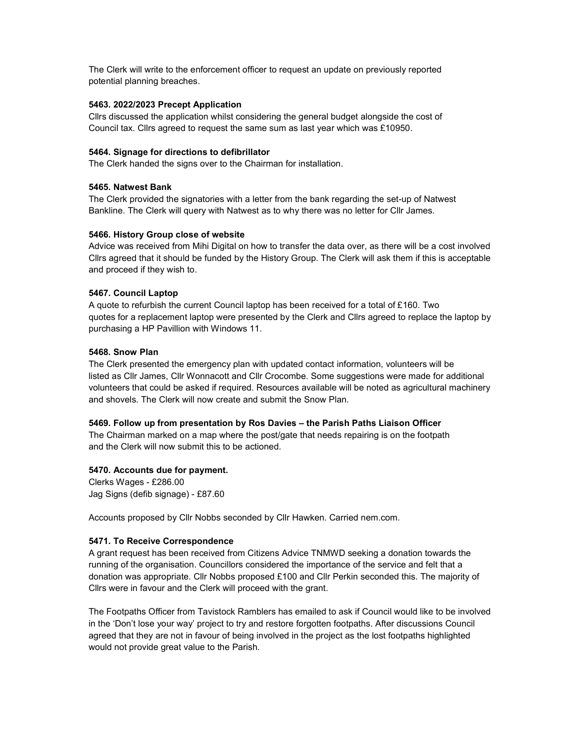The Clerk will write to the enforcement officer to request an update on previously reported potential planning breaches.

### 5463. 2022/2023 Precept Application

Cllrs discussed the application whilst considering the general budget alongside the cost of Council tax. Cllrs agreed to request the same sum as last year which was £10950.

### 5464. Signage for directions to defibrillator

The Clerk handed the signs over to the Chairman for installation.

### 5465. Natwest Bank

The Clerk provided the signatories with a letter from the bank regarding the set-up of Natwest Bankline. The Clerk will query with Natwest as to why there was no letter for Cllr James.

### 5466. History Group close of website

Advice was received from Mihi Digital on how to transfer the data over, as there will be a cost involved Cllrs agreed that it should be funded by the History Group. The Clerk will ask them if this is acceptable and proceed if they wish to.

### 5467. Council Laptop

A quote to refurbish the current Council laptop has been received for a total of £160. Two quotes for a replacement laptop were presented by the Clerk and Cllrs agreed to replace the laptop by purchasing a HP Pavillion with Windows 11.

### 5468. Snow Plan

The Clerk presented the emergency plan with updated contact information, volunteers will be listed as Cllr James, Cllr Wonnacott and Cllr Crocombe. Some suggestions were made for additional volunteers that could be asked if required. Resources available will be noted as agricultural machinery and shovels. The Clerk will now create and submit the Snow Plan.

### 5469. Follow up from presentation by Ros Davies – the Parish Paths Liaison Officer

The Chairman marked on a map where the post/gate that needs repairing is on the footpath and the Clerk will now submit this to be actioned.

### 5470. Accounts due for payment.

Clerks Wages - £286.00
Jag Signs (defib signage) - £87.60

Accounts proposed by Cllr Nobbs seconded by Cllr Hawken. Carried nem.com.

### 5471. To Receive Correspondence

A grant request has been received from Citizens Advice TNMWD seeking a donation towards the running of the organisation. Councillors considered the importance of the service and felt that a donation was appropriate. Cllr Nobbs proposed £100 and Cllr Perkin seconded this. The majority of Cllrs were in favour and the Clerk will proceed with the grant.

The Footpaths Officer from Tavistock Ramblers has emailed to ask if Council would like to be involved in the 'Don't lose your way' project to try and restore forgotten footpaths. After discussions Council agreed that they are not in favour of being involved in the project as the lost footpaths highlighted would not provide great value to the Parish.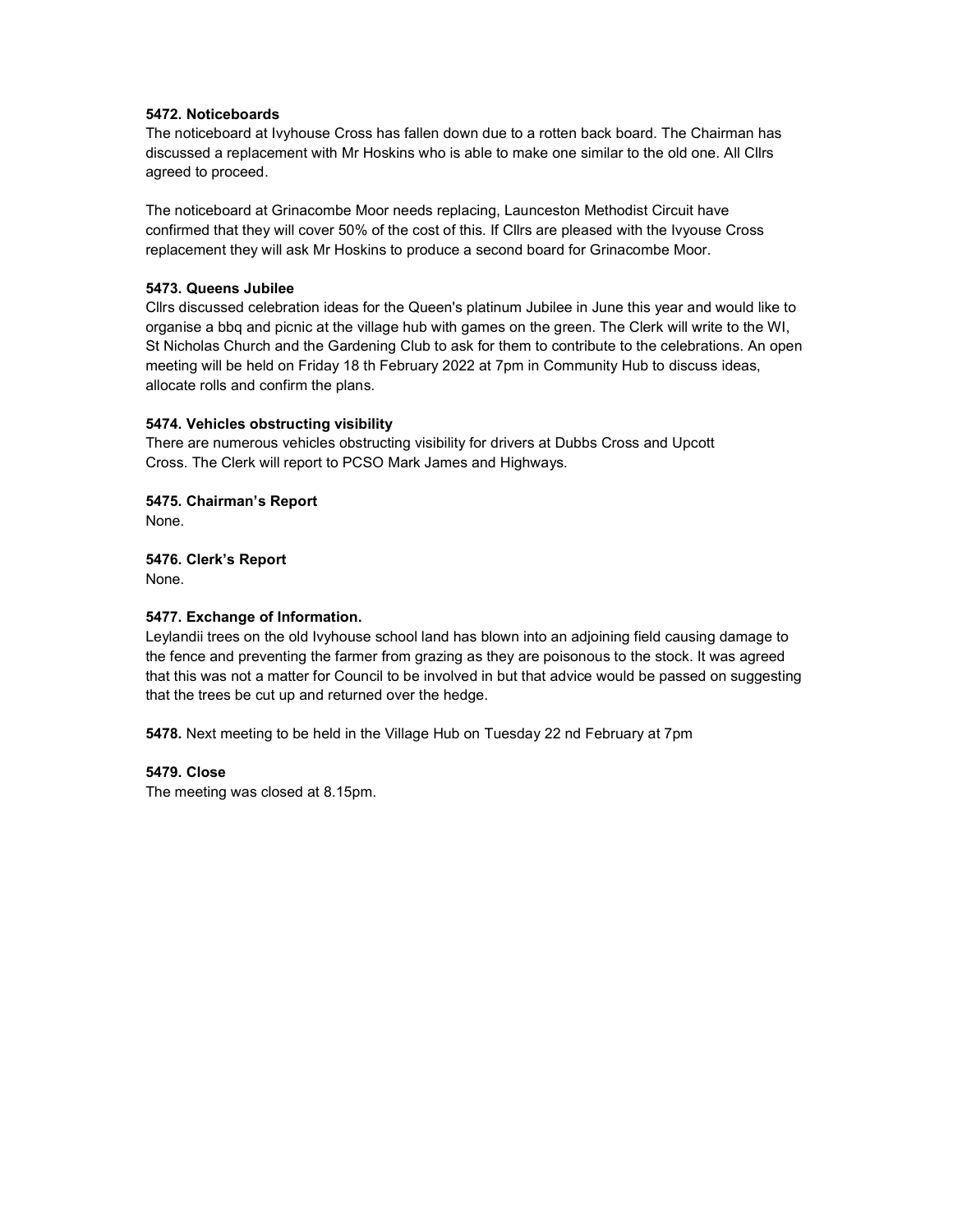**5472. Noticeboards**

The noticeboard at Ivyhouse Cross has fallen down due to a rotten back board. The Chairman has discussed a replacement with Mr Hoskins who is able to make one similar to the old one. All Cllrs agreed to proceed.

The noticeboard at Grinacombe Moor needs replacing, Launceston Methodist Circuit have confirmed that they will cover 50% of the cost of this. If Cllrs are pleased with the Ivyouse Cross replacement they will ask Mr Hoskins to produce a second board for Grinacombe Moor.

**5473. Queens Jubilee**

Cllrs discussed celebration ideas for the Queen's platinum Jubilee in June this year and would like to organise a bbq and picnic at the village hub with games on the green. The Clerk will write to the WI, St Nicholas Church and the Gardening Club to ask for them to contribute to the celebrations. An open meeting will be held on Friday 18 th February 2022 at 7pm in Community Hub to discuss ideas, allocate rolls and confirm the plans.

**5474. Vehicles obstructing visibility**

There are numerous vehicles obstructing visibility for drivers at Dubbs Cross and Upcott Cross. The Clerk will report to PCSO Mark James and Highways.

**5475. Chairman's Report**

None.

**5476. Clerk's Report**

None.

**5477. Exchange of Information.**

Leylandii trees on the old Ivyhouse school land has blown into an adjoining field causing damage to the fence and preventing the farmer from grazing as they are poisonous to the stock. It was agreed that this was not a matter for Council to be involved in but that advice would be passed on suggesting that the trees be cut up and returned over the hedge.

**5478.** Next meeting to be held in the Village Hub on Tuesday 22 nd February at 7pm

**5479. Close**

The meeting was closed at 8.15pm.